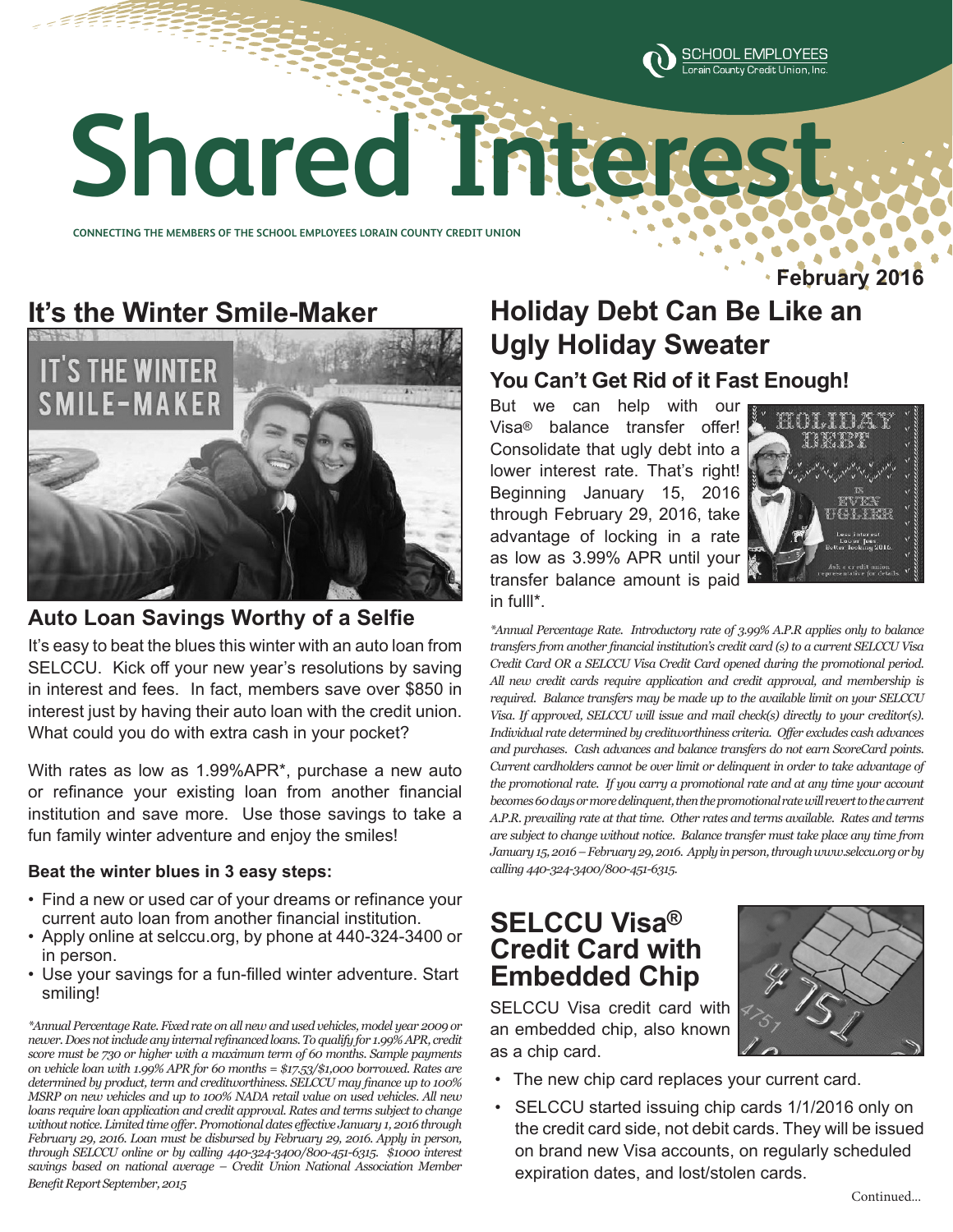# Shared Interest

CONNECTING THE MEMBERS OF THE SCHOOL EMPLOYEES LORAIN COUNTY CREDIT UNION

SCHOOL EMPLOYEES Lorain County Credit Union, Inc.

**February 2016**

## It's the Winter Smile-Maker

### Auto Loan Savings Worthy of a Selfie

It's easy to beat the blues this winter with an auto loan from SELCCU. Kick off your new year's resolutions by saving in interest and fees. In fact, members save over $850 in interest just by having their auto loan with the credit union. What could you do with extra cash in your pocket?

With rates as low as 1.99%APR*, purchase a new auto or refinance your existing loan from another financial institution and save more. Use those savings to take a fun family winter adventure and enjoy the smiles!

**Beat the winter blues in 3 easy steps:**

- Find a new or used car of your dreams or refinance your current auto loan from another financial institution.
- Apply online at selccu.org, by phone at 440-324-3400 or in person.
- Use your savings for a fun-filled winter adventure. Start smiling!

*\*Annual Percentage Rate. Fixed rate on all new and used vehicles, model year 2009 or newer. Does not include any internal refinanced loans. To qualify for 1.99% APR, credit score must be 730 or higher with a maximum term of 60 months. Sample payments on vehicle loan with 1.99% APR for 60 months = $17.53/$1,000 borrowed. Rates are determined by product, term and creditworthiness. SELCCU may finance up to 100% MSRP on new vehicles and up to 100% NADA retail value on used vehicles. All new loans require loan application and credit approval. Rates and terms subject to change without notice. Limited time offer. Promotional dates effective January 1, 2016 through February 29, 2016. Loan must be disbursed by February 29, 2016. Apply in person, through SELCCU online or by calling 440-324-3400/800-451-6315. $1000 interest savings based on national average – Credit Union National Association Member Benefit Report September, 2015*

## Holiday Debt Can Be Like an Ugly Holiday Sweater

### You Can't Get Rid of it Fast Enough!

But we can help with our Visa® balance transfer offer! Consolidate that ugly debt into a lower interest rate. That's right! Beginning January 15, 2016 through February 29, 2016, take advantage of locking in a rate as low as 3.99% APR until your transfer balance amount is paid in fulll*.

*\*Annual Percentage Rate. Introductory rate of 3.99% A.P.R applies only to balance transfers from another financial institution's credit card (s) to a current SELCCU Visa Credit Card OR a SELCCU Visa Credit Card opened during the promotional period. All new credit cards require application and credit approval, and membership is required. Balance transfers may be made up to the available limit on your SELCCU Visa. If approved, SELCCU will issue and mail check(s) directly to your creditor(s). Individual rate determined by creditworthiness criteria. Offer excludes cash advances and purchases. Cash advances and balance transfers do not earn ScoreCard points. Current cardholders cannot be over limit or delinquent in order to take advantage of the promotional rate. If you carry a promotional rate and at any time your account becomes 60 days or more delinquent, then the promotional rate will revert to the current A.P.R. prevailing rate at that time. Other rates and terms available. Rates and terms are subject to change without notice. Balance transfer must take place any time from January 15, 2016 – February 29, 2016. Apply in person, through www.selccu.org or by calling 440-324-3400/800-451-6315.*

## SELCCU Visa® Credit Card with Embedded Chip

SELCCU Visa credit card with an embedded chip, also known as a chip card.

- The new chip card replaces your current card.
- SELCCU started issuing chip cards 1/1/2016 only on the credit card side, not debit cards. They will be issued on brand new Visa accounts, on regularly scheduled expiration dates, and lost/stolen cards.

Continued...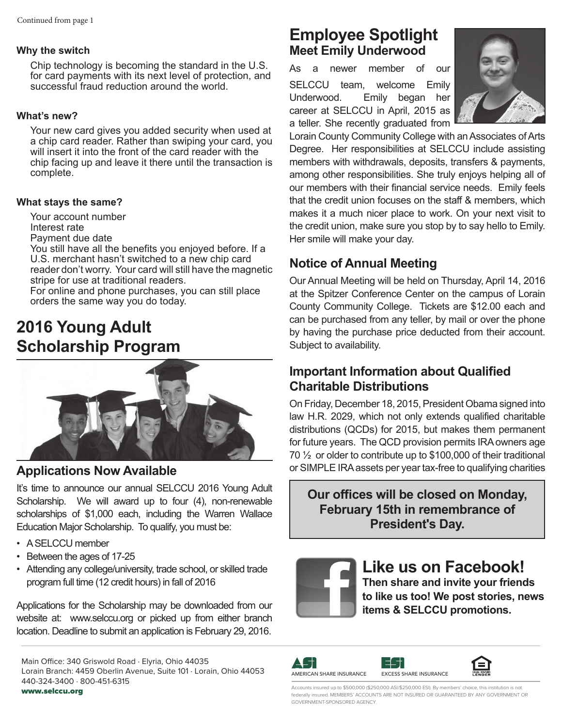Continued from page 1

**Why the switch**

Chip technology is becoming the standard in the U.S. for card payments with its next level of protection, and successful fraud reduction around the world.

**What's new?**

Your new card gives you added security when used at a chip card reader. Rather than swiping your card, you will insert it into the front of the card reader with the chip facing up and leave it there until the transaction is complete.

**What stays the same?**

Your account number
Interest rate
Payment due date
You still have all the benefits you enjoyed before. If a U.S. merchant hasn't switched to a new chip card reader don't worry. Your card will still have the magnetic stripe for use at traditional readers.
For online and phone purchases, you can still place orders the same way you do today.

# 2016 Young Adult Scholarship Program

## Applications Now Available

It's time to announce our annual SELCCU 2016 Young Adult Scholarship. We will award up to four (4), non-renewable scholarships of $1,000 each, including the Warren Wallace Education Major Scholarship. To qualify, you must be:

- A SELCCU member
- Between the ages of 17-25
- Attending any college/university, trade school, or skilled trade program full time (12 credit hours) in fall of 2016

Applications for the Scholarship may be downloaded from our website at: www.selccu.org or picked up from either branch location. Deadline to submit an application is February 29, 2016.

# Employee Spotlight

## Meet Emily Underwood

As a newer member of our SELCCU team, welcome Emily Underwood. Emily began her career at SELCCU in April, 2015 as a teller. She recently graduated from Lorain County Community College with an Associates of Arts Degree. Her responsibilities at SELCCU include assisting members with withdrawals, deposits, transfers & payments, among other responsibilities. She truly enjoys helping all of our members with their financial service needs. Emily feels that the credit union focuses on the staff & members, which makes it a much nicer place to work. On your next visit to the credit union, make sure you stop by to say hello to Emily. Her smile will make your day.

## Notice of Annual Meeting

Our Annual Meeting will be held on Thursday, April 14, 2016 at the Spitzer Conference Center on the campus of Lorain County Community College. Tickets are $12.00 each and can be purchased from any teller, by mail or over the phone by having the purchase price deducted from their account. Subject to availability.

## Important Information about Qualified Charitable Distributions

On Friday, December 18, 2015, President Obama signed into law H.R. 2029, which not only extends qualified charitable distributions (QCDs) for 2015, but makes them permanent for future years. The QCD provision permits IRA owners age 70 ½ or older to contribute up to $100,000 of their traditional or SIMPLE IRA assets per year tax-free to qualifying charities

**Our offices will be closed on Monday, February 15th in remembrance of President's Day.**

## Like us on Facebook!

**Then share and invite your friends to like us too! We post stories, news items & SELCCU promotions.**

Main Office: 340 Griswold Road · Elyria, Ohio 44035
Lorain Branch: 4459 Oberlin Avenue, Suite 101 · Lorain, Ohio 44053
440-324-3400 · 800-451-6315
**www.selccu.org**

AMERICAN SHARE INSURANCE
EXCESS SHARE INSURANCE
EQUAL HOUSING LENDER

Accounts insured up to $500,000 ($250,000 ASI/$250,000 ESI). By members' choice, this institution is not federally insured. MEMBERS' ACCOUNTS ARE NOT INSURED OR GUARANTEED BY ANY GOVERNMENT OR GOVERNMENT-SPONSORED AGENCY.